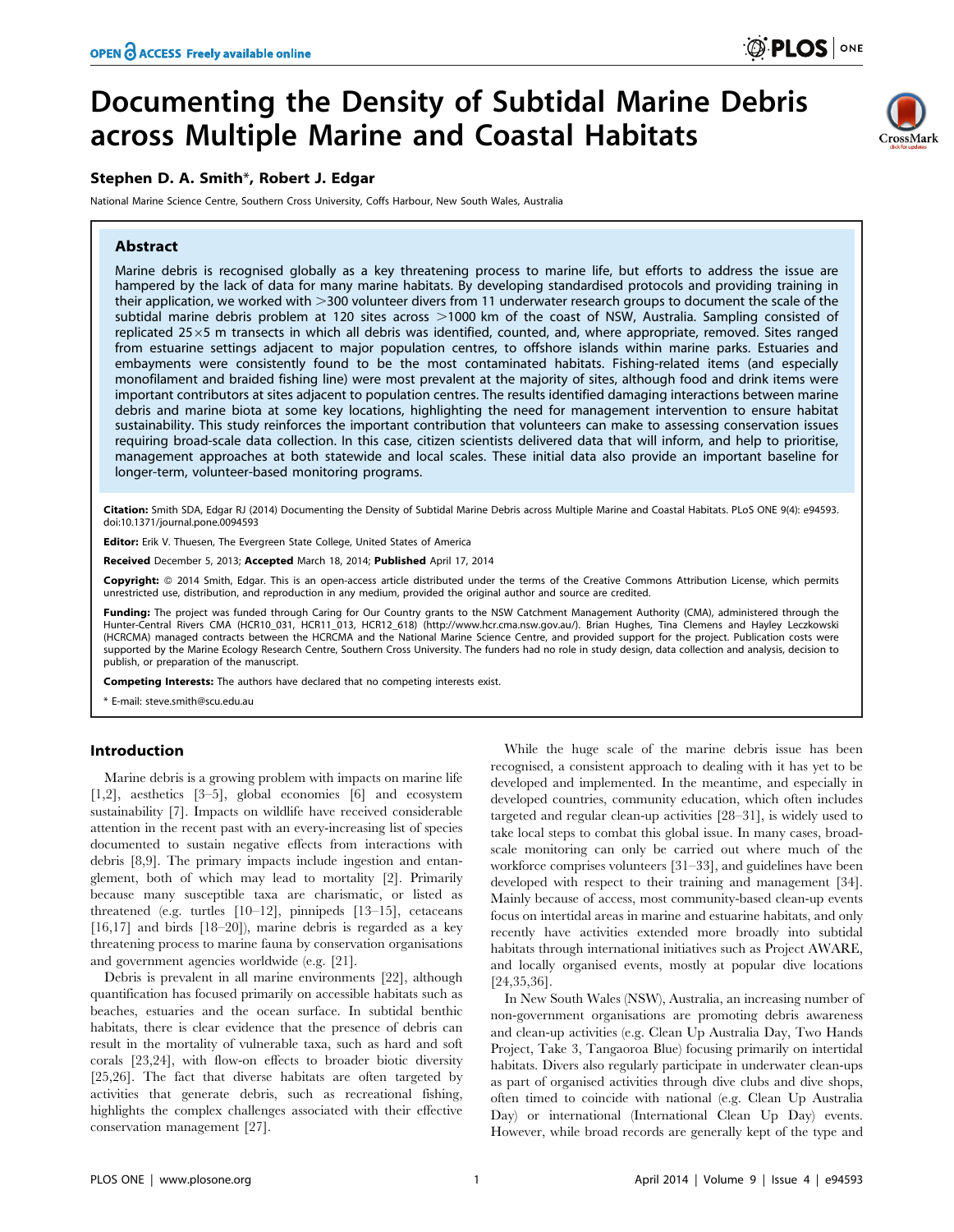# Documenting the Density of Subtidal Marine Debris across Multiple Marine and Coastal Habitats

**Stephen D. A. Smith\*, Robert J. Edgar**

National Marine Science Centre, Southern Cross University, Coffs Harbour, New South Wales, Australia

## Abstract

Marine debris is recognised globally as a key threatening process to marine life, but efforts to address the issue are hampered by the lack of data for many marine habitats. By developing standardised protocols and providing training in their application, we worked with >300 volunteer divers from 11 underwater research groups to document the scale of the subtidal marine debris problem at 120 sites across >1000 km of the coast of NSW, Australia. Sampling consisted of replicated 25×5 m transects in which all debris was identified, counted, and, where appropriate, removed. Sites ranged from estuarine settings adjacent to major population centres, to offshore islands within marine parks. Estuaries and embayments were consistently found to be the most contaminated habitats. Fishing-related items (and especially monofilament and braided fishing line) were most prevalent at the majority of sites, although food and drink items were important contributors at sites adjacent to population centres. The results identified damaging interactions between marine debris and marine biota at some key locations, highlighting the need for management intervention to ensure habitat sustainability. This study reinforces the important contribution that volunteers can make to assessing conservation issues requiring broad-scale data collection. In this case, citizen scientists delivered data that will inform, and help to prioritise, management approaches at both statewide and local scales. These initial data also provide an important baseline for longer-term, volunteer-based monitoring programs.

**Citation:** Smith SDA, Edgar RJ (2014) Documenting the Density of Subtidal Marine Debris across Multiple Marine and Coastal Habitats. PLoS ONE 9(4): e94593. doi:10.1371/journal.pone.0094593

**Editor:** Erik V. Thuesen, The Evergreen State College, United States of America

**Received** December 5, 2013; **Accepted** March 18, 2014; **Published** April 17, 2014

**Copyright:** © 2014 Smith, Edgar. This is an open-access article distributed under the terms of the Creative Commons Attribution License, which permits unrestricted use, distribution, and reproduction in any medium, provided the original author and source are credited.

**Funding:** The project was funded through Caring for Our Country grants to the NSW Catchment Management Authority (CMA), administered through the Hunter-Central Rivers CMA (HCR10_031, HCR11_013, HCR12_618) (http://www.hcr.cma.nsw.gov.au/). Brian Hughes, Tina Clemens and Hayley Leczkowski (HCRCMA) managed contracts between the HCRCMA and the National Marine Science Centre, and provided support for the project. Publication costs were supported by the Marine Ecology Research Centre, Southern Cross University. The funders had no role in study design, data collection and analysis, decision to publish, or preparation of the manuscript.

**Competing Interests:** The authors have declared that no competing interests exist.

\* E-mail: steve.smith@scu.edu.au

## Introduction

Marine debris is a growing problem with impacts on marine life [1,2], aesthetics [3–5], global economies [6] and ecosystem sustainability [7]. Impacts on wildlife have received considerable attention in the recent past with an every-increasing list of species documented to sustain negative effects from interactions with debris [8,9]. The primary impacts include ingestion and entanglement, both of which may lead to mortality [2]. Primarily because many susceptible taxa are charismatic, or listed as threatened (e.g. turtles [10–12], pinnipeds [13–15], cetaceans [16,17] and birds [18–20]), marine debris is regarded as a key threatening process to marine fauna by conservation organisations and government agencies worldwide (e.g. [21].

Debris is prevalent in all marine environments [22], although quantification has focused primarily on accessible habitats such as beaches, estuaries and the ocean surface. In subtidal benthic habitats, there is clear evidence that the presence of debris can result in the mortality of vulnerable taxa, such as hard and soft corals [23,24], with flow-on effects to broader biotic diversity [25,26]. The fact that diverse habitats are often targeted by activities that generate debris, such as recreational fishing, highlights the complex challenges associated with their effective conservation management [27].

While the huge scale of the marine debris issue has been recognised, a consistent approach to dealing with it has yet to be developed and implemented. In the meantime, and especially in developed countries, community education, which often includes targeted and regular clean-up activities [28–31], is widely used to take local steps to combat this global issue. In many cases, broad-scale monitoring can only be carried out where much of the workforce comprises volunteers [31–33], and guidelines have been developed with respect to their training and management [34]. Mainly because of access, most community-based clean-up events focus on intertidal areas in marine and estuarine habitats, and only recently have activities extended more broadly into subtidal habitats through international initiatives such as Project AWARE, and locally organised events, mostly at popular dive locations [24,35,36].

In New South Wales (NSW), Australia, an increasing number of non-government organisations are promoting debris awareness and clean-up activities (e.g. Clean Up Australia Day, Two Hands Project, Take 3, Tangaroa Blue) focusing primarily on intertidal habitats. Divers also regularly participate in underwater clean-ups as part of organised activities through dive clubs and dive shops, often timed to coincide with national (e.g. Clean Up Australia Day) or international (International Clean Up Day) events. However, while broad records are generally kept of the type and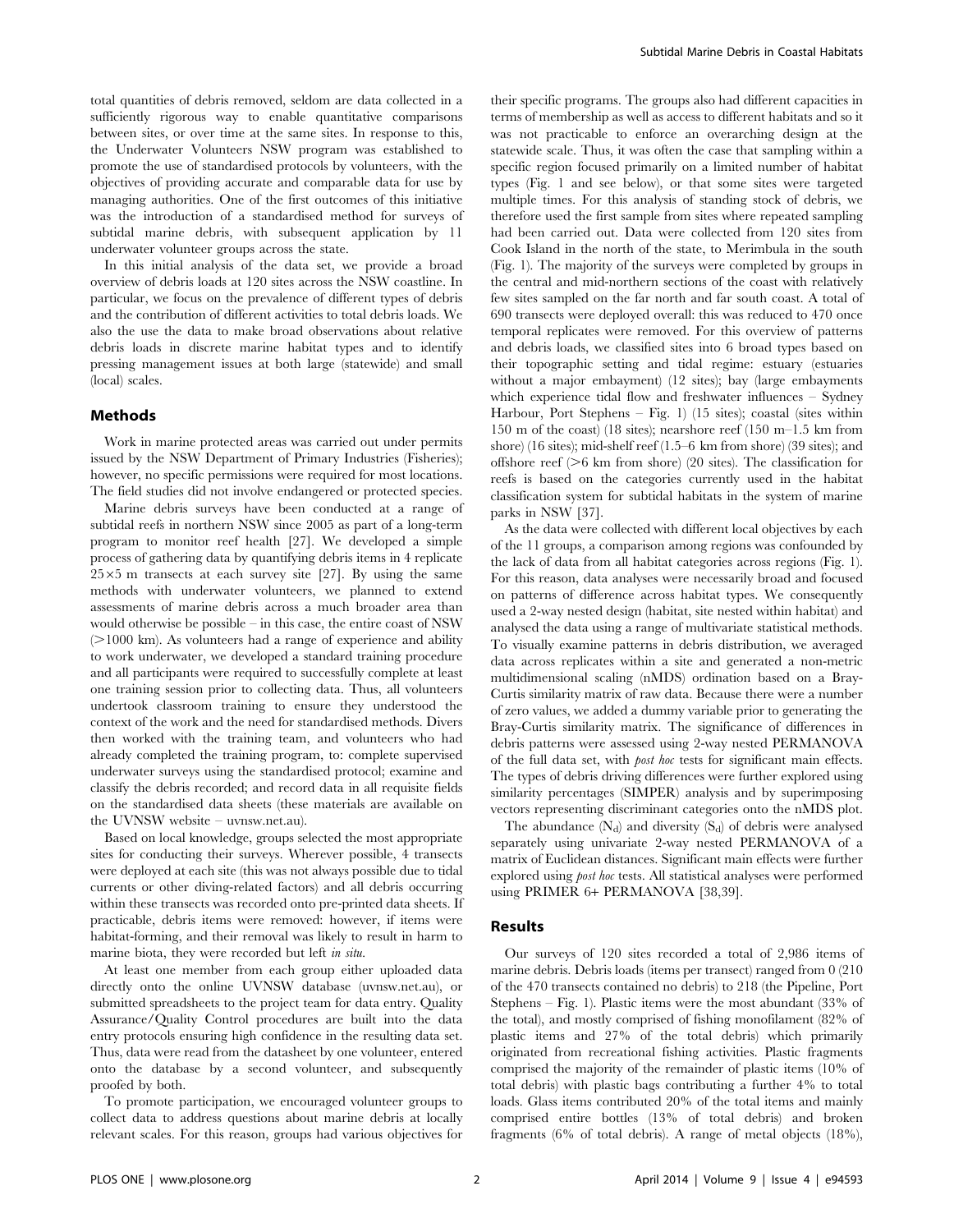total quantities of debris removed, seldom are data collected in a sufficiently rigorous way to enable quantitative comparisons between sites, or over time at the same sites. In response to this, the Underwater Volunteers NSW program was established to promote the use of standardised protocols by volunteers, with the objectives of providing accurate and comparable data for use by managing authorities. One of the first outcomes of this initiative was the introduction of a standardised method for surveys of subtidal marine debris, with subsequent application by 11 underwater volunteer groups across the state.

In this initial analysis of the data set, we provide a broad overview of debris loads at 120 sites across the NSW coastline. In particular, we focus on the prevalence of different types of debris and the contribution of different activities to total debris loads. We also the use the data to make broad observations about relative debris loads in discrete marine habitat types and to identify pressing management issues at both large (statewide) and small (local) scales.

## Methods

Work in marine protected areas was carried out under permits issued by the NSW Department of Primary Industries (Fisheries); however, no specific permissions were required for most locations. The field studies did not involve endangered or protected species.

Marine debris surveys have been conducted at a range of subtidal reefs in northern NSW since 2005 as part of a long-term program to monitor reef health [27]. We developed a simple process of gathering data by quantifying debris items in 4 replicate 25×5 m transects at each survey site [27]. By using the same methods with underwater volunteers, we planned to extend assessments of marine debris across a much broader area than would otherwise be possible – in this case, the entire coast of NSW (>1000 km). As volunteers had a range of experience and ability to work underwater, we developed a standard training procedure and all participants were required to successfully complete at least one training session prior to collecting data. Thus, all volunteers undertook classroom training to ensure they understood the context of the work and the need for standardised methods. Divers then worked with the training team, and volunteers who had already completed the training program, to: complete supervised underwater surveys using the standardised protocol; examine and classify the debris recorded; and record data in all requisite fields on the standardised data sheets (these materials are available on the UVNSW website – uvnsw.net.au).

Based on local knowledge, groups selected the most appropriate sites for conducting their surveys. Wherever possible, 4 transects were deployed at each site (this was not always possible due to tidal currents or other diving-related factors) and all debris occurring within these transects was recorded onto pre-printed data sheets. If practicable, debris items were removed: however, if items were habitat-forming, and their removal was likely to result in harm to marine biota, they were recorded but left *in situ*.

At least one member from each group either uploaded data directly onto the online UVNSW database (uvnsw.net.au), or submitted spreadsheets to the project team for data entry. Quality Assurance/Quality Control procedures are built into the data entry protocols ensuring high confidence in the resulting data set. Thus, data were read from the datasheet by one volunteer, entered onto the database by a second volunteer, and subsequently proofed by both.

To promote participation, we encouraged volunteer groups to collect data to address questions about marine debris at locally relevant scales. For this reason, groups had various objectives for their specific programs. The groups also had different capacities in terms of membership as well as access to different habitats and so it was not practicable to enforce an overarching design at the statewide scale. Thus, it was often the case that sampling within a specific region focused primarily on a limited number of habitat types (Fig. 1 and see below), or that some sites were targeted multiple times. For this analysis of standing stock of debris, we therefore used the first sample from sites where repeated sampling had been carried out. Data were collected from 120 sites from Cook Island in the north of the state, to Merimbula in the south (Fig. 1). The majority of the surveys were completed by groups in the central and mid-northern sections of the coast with relatively few sites sampled on the far north and far south coast. A total of 690 transects were deployed overall: this was reduced to 470 once temporal replicates were removed. For this overview of patterns and debris loads, we classified sites into 6 broad types based on their topographic setting and tidal regime: estuary (estuaries without a major embayment) (12 sites); bay (large embayments which experience tidal flow and freshwater influences – Sydney Harbour, Port Stephens – Fig. 1) (15 sites); coastal (sites within 150 m of the coast) (18 sites); nearshore reef (150 m–1.5 km from shore) (16 sites); mid-shelf reef (1.5–6 km from shore) (39 sites); and offshore reef (>6 km from shore) (20 sites). The classification for reefs is based on the categories currently used in the habitat classification system for subtidal habitats in the system of marine parks in NSW [37].

As the data were collected with different local objectives by each of the 11 groups, a comparison among regions was confounded by the lack of data from all habitat categories across regions (Fig. 1). For this reason, data analyses were necessarily broad and focused on patterns of difference across habitat types. We consequently used a 2-way nested design (habitat, site nested within habitat) and analysed the data using a range of multivariate statistical methods. To visually examine patterns in debris distribution, we averaged data across replicates within a site and generated a non-metric multidimensional scaling (nMDS) ordination based on a Bray-Curtis similarity matrix of raw data. Because there were a number of zero values, we added a dummy variable prior to generating the Bray-Curtis similarity matrix. The significance of differences in debris patterns were assessed using 2-way nested PERMANOVA of the full data set, with *post hoc* tests for significant main effects. The types of debris driving differences were further explored using similarity percentages (SIMPER) analysis and by superimposing vectors representing discriminant categories onto the nMDS plot.

The abundance ($N_d$) and diversity ($S_d$) of debris were analysed separately using univariate 2-way nested PERMANOVA of a matrix of Euclidean distances. Significant main effects were further explored using *post hoc* tests. All statistical analyses were performed using PRIMER 6+ PERMANOVA [38,39].

## Results

Our surveys of 120 sites recorded a total of 2,986 items of marine debris. Debris loads (items per transect) ranged from 0 (210 of the 470 transects contained no debris) to 218 (the Pipeline, Port Stephens – Fig. 1). Plastic items were the most abundant (33% of the total), and mostly comprised of fishing monofilament (82% of plastic items and 27% of the total debris) which primarily originated from recreational fishing activities. Plastic fragments comprised the majority of the remainder of plastic items (10% of total debris) with plastic bags contributing a further 4% to total loads. Glass items contributed 20% of the total items and mainly comprised entire bottles (13% of total debris) and broken fragments (6% of total debris). A range of metal objects (18%),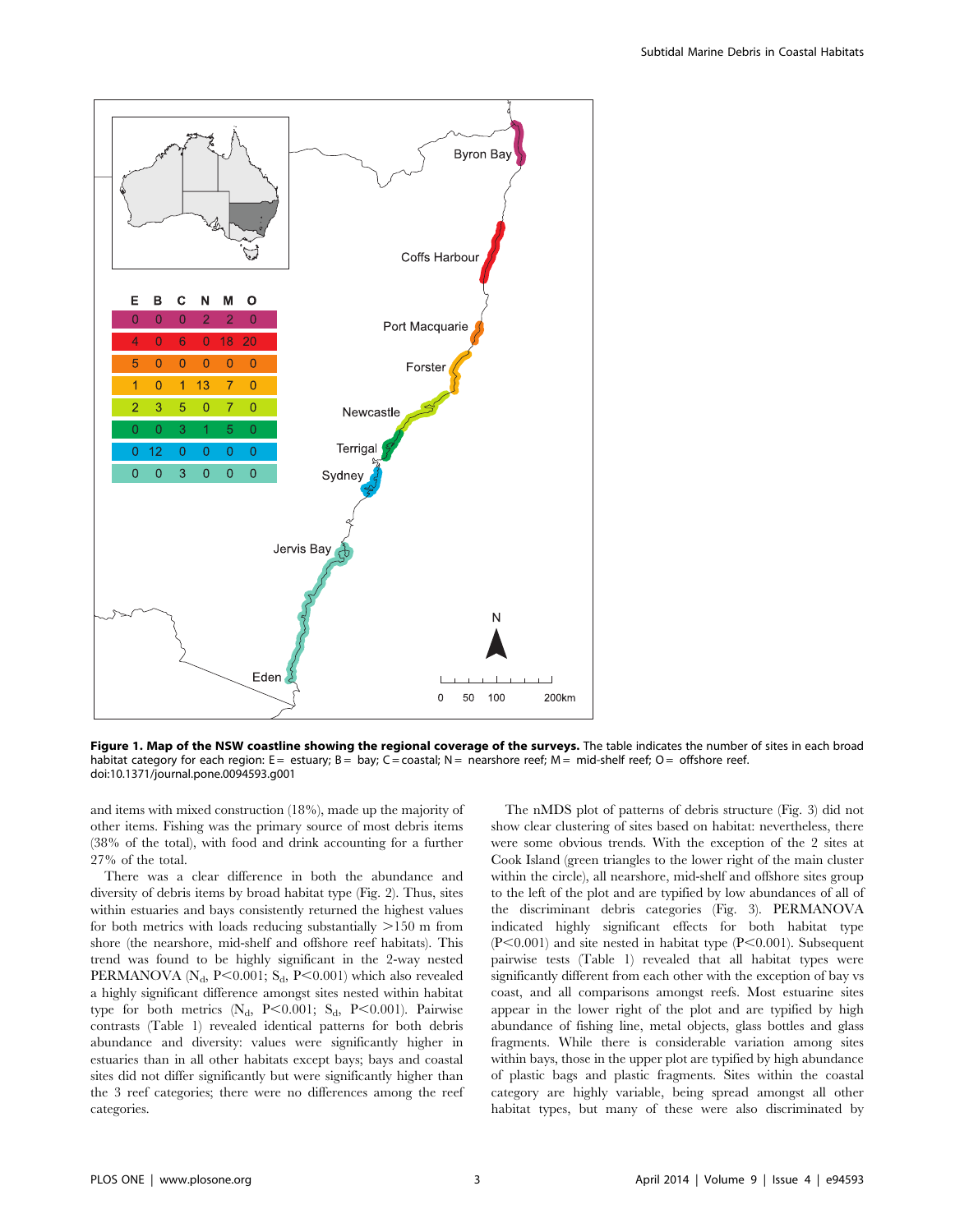Figure 1. **Map of the NSW coastline showing the regional coverage of the surveys.** The table indicates the number of sites in each broad habitat category for each region: E = estuary; B = bay; C = coastal; N = nearshore reef; M = mid-shelf reef; O = offshore reef.
doi:10.1371/journal.pone.0094593.g001

and items with mixed construction (18%), made up the majority of other items. Fishing was the primary source of most debris items (38% of the total), with food and drink accounting for a further 27% of the total.

There was a clear difference in both the abundance and diversity of debris items by broad habitat type (Fig. 2). Thus, sites within estuaries and bays consistently returned the highest values for both metrics with loads reducing substantially >150 m from shore (the nearshore, mid-shelf and offshore reef habitats). This trend was found to be highly significant in the 2-way nested PERMANOVA ($N_d$, $P<0.001$; $S_d$, $P<0.001$) which also revealed a highly significant difference amongst sites nested within habitat type for both metrics ($N_d$, $P<0.001$; $S_d$, $P<0.001$). Pairwise contrasts (Table 1) revealed identical patterns for both debris abundance and diversity: values were significantly higher in estuaries than in all other habitats except bays; bays and coastal sites did not differ significantly but were significantly higher than the 3 reef categories; there were no differences among the reef categories.

The nMDS plot of patterns of debris structure (Fig. 3) did not show clear clustering of sites based on habitat: nevertheless, there were some obvious trends. With the exception of the 2 sites at Cook Island (green triangles to the lower right of the main cluster within the circle), all nearshore, mid-shelf and offshore sites group to the left of the plot and are typified by low abundances of all of the discriminant debris categories (Fig. 3). PERMANOVA indicated highly significant effects for both habitat type ($P<0.001$) and site nested in habitat type ($P<0.001$). Subsequent pairwise tests (Table 1) revealed that all habitat types were significantly different from each other with the exception of bay vs coast, and all comparisons amongst reefs. Most estuarine sites appear in the lower right of the plot and are typified by high abundance of fishing line, metal objects, glass bottles and glass fragments. While there is considerable variation among sites within bays, those in the upper plot are typified by high abundance of plastic bags and plastic fragments. Sites within the coastal category are highly variable, being spread amongst all other habitat types, but many of these were also discriminated by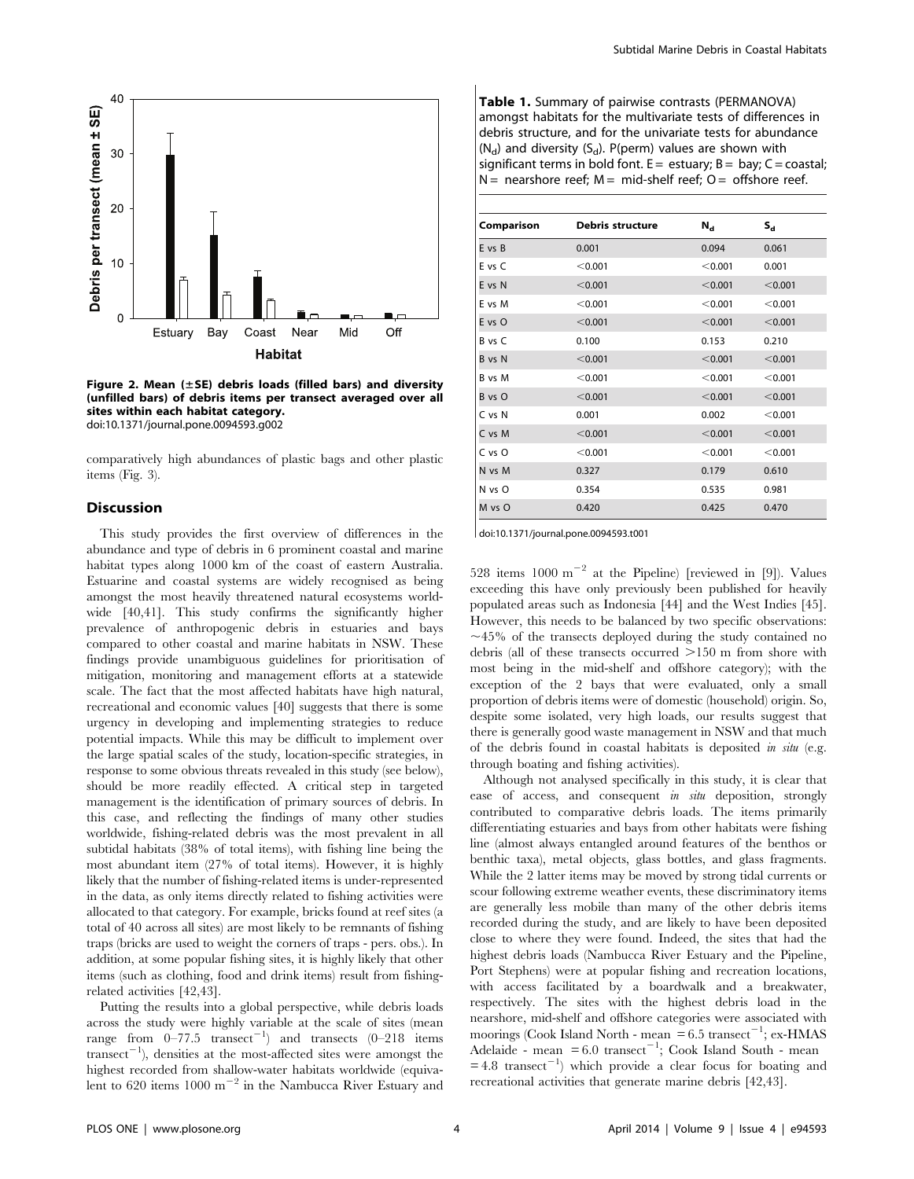Figure 2. Mean (±SE) debris loads (filled bars) and diversity (unfilled bars) of debris items per transect averaged over all sites within each habitat category.
doi:10.1371/journal.pone.0094593.g002

comparatively high abundances of plastic bags and other plastic items (Fig. 3).

## Discussion

This study provides the first overview of differences in the abundance and type of debris in 6 prominent coastal and marine habitat types along 1000 km of the coast of eastern Australia. Estuarine and coastal systems are widely recognised as being amongst the most heavily threatened natural ecosystems worldwide [40,41]. This study confirms the significantly higher prevalence of anthropogenic debris in estuaries and bays compared to other coastal and marine habitats in NSW. These findings provide unambiguous guidelines for prioritisation of mitigation, monitoring and management efforts at a statewide scale. The fact that the most affected habitats have high natural, recreational and economic values [40] suggests that there is some urgency in developing and implementing strategies to reduce potential impacts. While this may be difficult to implement over the large spatial scales of the study, location-specific strategies, in response to some obvious threats revealed in this study (see below), should be more readily effected. A critical step in targeted management is the identification of primary sources of debris. In this case, and reflecting the findings of many other studies worldwide, fishing-related debris was the most prevalent in all subtidal habitats (38% of total items), with fishing line being the most abundant item (27% of total items). However, it is highly likely that the number of fishing-related items is under-represented in the data, as only items directly related to fishing activities were allocated to that category. For example, bricks found at reef sites (a total of 40 across all sites) are most likely to be remnants of fishing traps (bricks are used to weight the corners of traps - pers. obs.). In addition, at some popular fishing sites, it is highly likely that other items (such as clothing, food and drink items) result from fishing-related activities [42,43].

Putting the results into a global perspective, while debris loads across the study were highly variable at the scale of sites (mean range from 0–77.5 transect$^{-1}$) and transects (0–218 items transect$^{-1}$), densities at the most-affected sites were amongst the highest recorded from shallow-water habitats worldwide (equivalent to 620 items 1000 m$^{-2}$ in the Nambucca River Estuary and

**Table 1.** Summary of pairwise contrasts (PERMANOVA) amongst habitats for the multivariate tests of differences in debris structure, and for the univariate tests for abundance ($N_d$) and diversity ($S_d$). P(perm) values are shown with significant terms in bold font. E = estuary; B = bay; C = coastal; N = nearshore reef; M = mid-shelf reef; O = offshore reef.

| Comparison | Debris structure | $N_d$ | $S_d$ |
|---|---|---|---|
| E vs B | 0.001 | 0.094 | 0.061 |
| E vs C | <0.001 | <0.001 | 0.001 |
| E vs N | <0.001 | <0.001 | <0.001 |
| E vs M | <0.001 | <0.001 | <0.001 |
| E vs O | <0.001 | <0.001 | <0.001 |
| B vs C | 0.100 | 0.153 | 0.210 |
| B vs N | <0.001 | <0.001 | <0.001 |
| B vs M | <0.001 | <0.001 | <0.001 |
| B vs O | <0.001 | <0.001 | <0.001 |
| C vs N | 0.001 | 0.002 | <0.001 |
| C vs M | <0.001 | <0.001 | <0.001 |
| C vs O | <0.001 | <0.001 | <0.001 |
| N vs M | 0.327 | 0.179 | 0.610 |
| N vs O | 0.354 | 0.535 | 0.981 |
| M vs O | 0.420 | 0.425 | 0.470 |

doi:10.1371/journal.pone.0094593.t001

528 items 1000 m$^{-2}$ at the Pipeline) [reviewed in [9]). Values exceeding this have only previously been published for heavily populated areas such as Indonesia [44] and the West Indies [45]. However, this needs to be balanced by two specific observations: ~45% of the transects deployed during the study contained no debris (all of these transects occurred >150 m from shore with most being in the mid-shelf and offshore category); with the exception of the 2 bays that were evaluated, only a small proportion of debris items were of domestic (household) origin. So, despite some isolated, very high loads, our results suggest that there is generally good waste management in NSW and that much of the debris found in coastal habitats is deposited *in situ* (e.g. through boating and fishing activities).

Although not analysed specifically in this study, it is clear that ease of access, and consequent *in situ* deposition, strongly contributed to comparative debris loads. The items primarily differentiating estuaries and bays from other habitats were fishing line (almost always entangled around features of the benthos or benthic taxa), metal objects, glass bottles, and glass fragments. While the 2 latter items may be moved by strong tidal currents or scour following extreme weather events, these discriminatory items are generally less mobile than many of the other debris items recorded during the study, and are likely to have been deposited close to where they were found. Indeed, the sites that had the highest debris loads (Nambucca River Estuary and the Pipeline, Port Stephens) were at popular fishing and recreation locations, with access facilitated by a boardwalk and a breakwater, respectively. The sites with the highest debris load in the nearshore, mid-shelf and offshore categories were associated with moorings (Cook Island North - mean = 6.5 transect$^{-1}$; ex-HMAS Adelaide - mean = 6.0 transect$^{-1}$; Cook Island South - mean = 4.8 transect$^{-1}$) which provide a clear focus for boating and recreational activities that generate marine debris [42,43].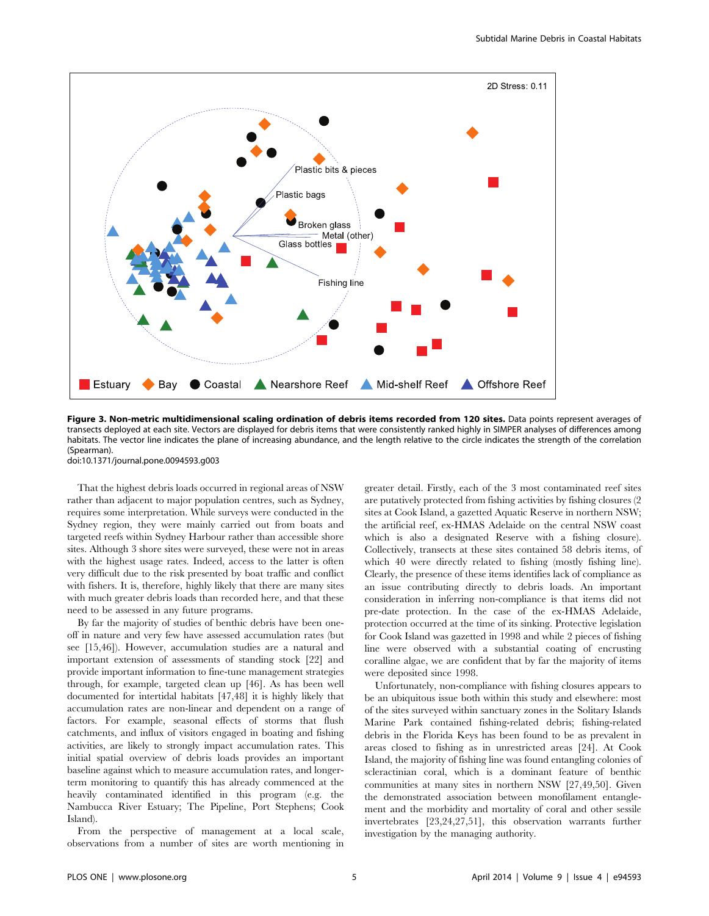**Figure 3. Non-metric multidimensional scaling ordination of debris items recorded from 120 sites.** Data points represent averages of transects deployed at each site. Vectors are displayed for debris items that were consistently ranked highly in SIMPER analyses of differences among habitats. The vector line indicates the plane of increasing abundance, and the length relative to the circle indicates the strength of the correlation (Spearman).
doi:10.1371/journal.pone.0094593.g003

That the highest debris loads occurred in regional areas of NSW rather than adjacent to major population centres, such as Sydney, requires some interpretation. While surveys were conducted in the Sydney region, they were mainly carried out from boats and targeted reefs within Sydney Harbour rather than accessible shore sites. Although 3 shore sites were surveyed, these were not in areas with the highest usage rates. Indeed, access to the latter is often very difficult due to the risk presented by boat traffic and conflict with fishers. It is, therefore, highly likely that there are many sites with much greater debris loads than recorded here, and that these need to be assessed in any future programs.

By far the majority of studies of benthic debris have been one-off in nature and very few have assessed accumulation rates (but see [15,46]). However, accumulation studies are a natural and important extension of assessments of standing stock [22] and provide important information to fine-tune management strategies through, for example, targeted clean up [46]. As has been well documented for intertidal habitats [47,48] it is highly likely that accumulation rates are non-linear and dependent on a range of factors. For example, seasonal effects of storms that flush catchments, and influx of visitors engaged in boating and fishing activities, are likely to strongly impact accumulation rates. This initial spatial overview of debris loads provides an important baseline against which to measure accumulation rates, and longer-term monitoring to quantify this has already commenced at the heavily contaminated identified in this program (e.g. the Nambucca River Estuary; The Pipeline, Port Stephens; Cook Island).

From the perspective of management at a local scale, observations from a number of sites are worth mentioning in greater detail. Firstly, each of the 3 most contaminated reef sites are putatively protected from fishing activities by fishing closures (2 sites at Cook Island, a gazetted Aquatic Reserve in northern NSW; the artificial reef, ex-HMAS Adelaide on the central NSW coast which is also a designated Reserve with a fishing closure). Collectively, transects at these sites contained 58 debris items, of which 40 were directly related to fishing (mostly fishing line). Clearly, the presence of these items identifies lack of compliance as an issue contributing directly to debris loads. An important consideration in inferring non-compliance is that items did not pre-date protection. In the case of the ex-HMAS Adelaide, protection occurred at the time of its sinking. Protective legislation for Cook Island was gazetted in 1998 and while 2 pieces of fishing line were observed with a substantial coating of encrusting coralline algae, we are confident that by far the majority of items were deposited since 1998.

Unfortunately, non-compliance with fishing closures appears to be an ubiquitous issue both within this study and elsewhere: most of the sites surveyed within sanctuary zones in the Solitary Islands Marine Park contained fishing-related debris; fishing-related debris in the Florida Keys has been found to be as prevalent in areas closed to fishing as in unrestricted areas [24]. At Cook Island, the majority of fishing line was found entangling colonies of scleractinian coral, which is a dominant feature of benthic communities at many sites in northern NSW [27,49,50]. Given the demonstrated association between monofilament entanglement and the morbidity and mortality of coral and other sessile invertebrates [23,24,27,51], this observation warrants further investigation by the managing authority.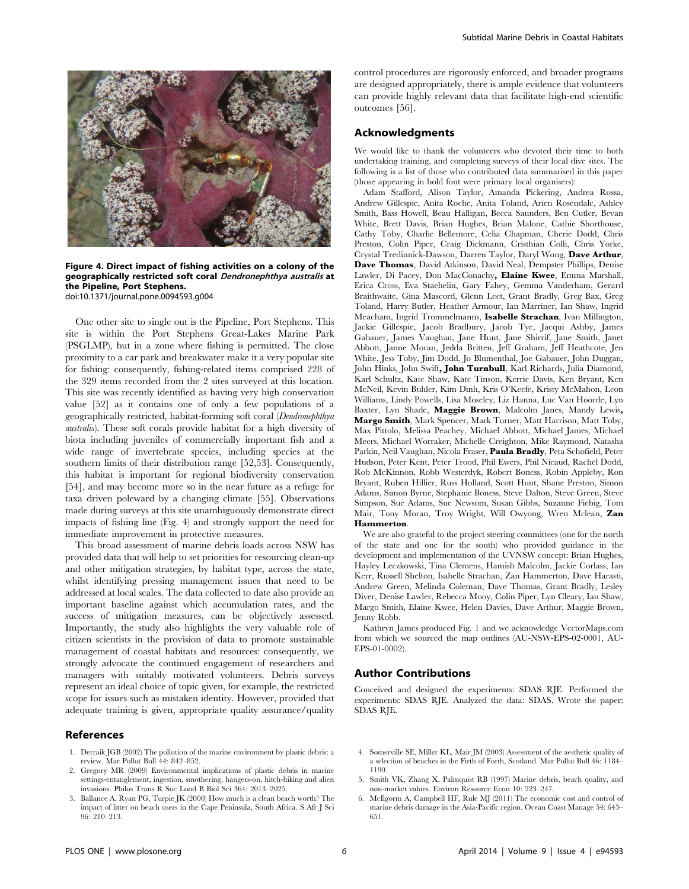**Figure 4. Direct impact of fishing activities on a colony of the geographically restricted soft coral *Dendronephthya australis* at the Pipeline, Port Stephens.**
doi:10.1371/journal.pone.0094593.g004

One other site to single out is the Pipeline, Port Stephens. This site is within the Port Stephens Great-Lakes Marine Park (PSGLMP), but in a zone where fishing is permitted. The close proximity to a car park and breakwater make it a very popular site for fishing: consequently, fishing-related items comprised 228 of the 329 items recorded from the 2 sites surveyed at this location. This site was recently identified as having very high conservation value [52] as it contains one of only a few populations of a geographically restricted, habitat-forming soft coral (*Dendronephthya australis*). These soft corals provide habitat for a high diversity of biota including juveniles of commercially important fish and a wide range of invertebrate species, including species at the southern limits of their distribution range [52,53]. Consequently, this habitat is important for regional biodiversity conservation [54], and may become more so in the near future as a refuge for taxa driven poleward by a changing climate [55]. Observations made during surveys at this site unambiguously demonstrate direct impacts of fishing line (Fig. 4) and strongly support the need for immediate improvement in protective measures.

This broad assessment of marine debris loads across NSW has provided data that will help to set priorities for resourcing clean-up and other mitigation strategies, by habitat type, across the state, whilst identifying pressing management issues that need to be addressed at local scales. The data collected to date also provide an important baseline against which accumulation rates, and the success of mitigation measures, can be objectively assessed. Importantly, the study also highlights the very valuable role of citizen scientists in the provision of data to promote sustainable management of coastal habitats and resources: consequently, we strongly advocate the continued engagement of researchers and managers with suitably motivated volunteers. Debris surveys represent an ideal choice of topic given, for example, the restricted scope for issues such as mistaken identity. However, provided that adequate training is given, appropriate quality assurance/quality control procedures are rigorously enforced, and broader programs are designed appropriately, there is ample evidence that volunteers can provide highly relevant data that facilitate high-end scientific outcomes [56].

## Acknowledgments

We would like to thank the volunteers who devoted their time to both undertaking training, and completing surveys of their local dive sites. The following is a list of those who contributed data summarised in this paper (those appearing in bold font were primary local organisers):

Adam Stafford, Alison Taylor, Amanda Pickering, Andrea Rossa, Andrew Gillespie, Anita Roche, Anita Toland, Arien Rosendale, Ashley Smith, Bass Howell, Beau Halligan, Becca Saunders, Ben Cutler, Bevan White, Brett Davis, Brian Hughes, Brian Malone, Cathie Shorthouse, Cathy Toby, Charlie Bellemore, Celia Chapman, Cherie Dodd, Chris Preston, Colin Piper, Craig Dickmann, Cristhian Colli, Chris Yorke, Crystal Tredinnick-Dawson, Darren Taylor, Daryl Wong, **Dave Arthur**, **Dave Thomas**, David Atkinson, David Neal, Dempster Phillips, Denise Lawler, Di Pacey, Don MacConachy, **Elaine Kwee**, Emma Marshall, Erica Cross, Eva Staehelin, Gary Fahey, Gemma Vanderham, Gerard Braithwaite, Gina Mascord, Glenn Leet, Grant Bradly, Greg Bax, Greg Toland, Harry Butler, Heather Armour, Ian Marriner, Ian Shaw, Ingrid Meacham, Ingrid Trommelmanns, **Isabelle Strachan**, Ivan Millington, Jackie Gillespie, Jacob Bradbury, Jacob Tye, Jacqui Ashby, James Gabauer, James Vaughan, Jane Hunt, Jane Shirrif, Jane Smith, Janet Abbott, Janne Moran, Jedda Britten, Jeff Graham, Jeff Heathcote, Jen White, Jess Toby, Jim Dodd, Jo Blumenthal, Joe Gabauer, John Duggan, John Hinks, John Swift**, John Turnbull**, Karl Richards, Julia Diamond, Karl Schultz, Kate Shaw, Kate Tinson, Kerrie Davis, Ken Bryant, Ken McNeil, Kevin Buhler, Kim Dinh, Kris O'Keefe, Kristy McMahon, Leon Williams, Lindy Powells, Lisa Moseley, Liz Hanna, Luc Van Hoorde, Lyn Baxter, Lyn Shade, **Maggie Brown**, Malcolm Janes, Mandy Lewis**, Margo Smith**, Mark Spencer, Mark Turner, Matt Harrison, Matt Toby, Max Pittolo, Melissa Peachey, Michael Abbott, Michael James, Michael Meers, Michael Worraker, Michelle Creighton, Mike Raymond, Natasha Parkin, Neil Vaughan, Nicola Fraser, **Paula Bradly**, Peta Schofield, Peter Hudson, Peter Kent, Peter Trood, Phil Ewers, Phil Nicaud, Rachel Dodd, Rob McKinnon, Robb Westerdyk, Robert Boness, Robin Appleby, Ron Bryant, Ruben Hillier, Russ Holland, Scott Hunt, Shane Preston, Simon Adams, Simon Byrne, Stephanie Boness, Steve Dalton, Steve Green, Steve Simpson, Sue Adams, Sue Newsom, Susan Gibbs, Suzanne Fiebig, Tom Mair, Tony Moran, Troy Wright, Will Owyong, Wren Mclean, **Zan Hammerton**.

We are also grateful to the project steering committees (one for the north of the state and one for the south) who provided guidance in the development and implementation of the UVNSW concept: Brian Hughes, Hayley Leczkowski, Tina Clemens, Hamish Malcolm, Jackie Corlass, Ian Kerr, Russell Shelton, Isabelle Strachan, Zan Hammerton, Dave Harasti, Andrew Green, Melinda Coleman, Dave Thomas, Grant Bradly, Lesley Diver, Denise Lawler, Rebecca Mooy, Colin Piper, Lyn Cleary, Ian Shaw, Margo Smith, Elaine Kwee, Helen Davies, Dave Arthur, Maggie Brown, Jenny Robb.

Kathryn James produced Fig. 1 and we acknowledge VectorMaps.com from which we sourced the map outlines (AU-NSW-EPS-02-0001, AU-EPS-01-0002).

## Author Contributions

Conceived and designed the experiments: SDAS RJE. Performed the experiments: SDAS RJE. Analyzed the data: SDAS. Wrote the paper: SDAS RJE.

## References

1. Derraik JGB (2002) The pollution of the marine environment by plastic debris: a review. Mar Pollut Bull 44: 842–852.
2. Gregory MR (2009) Environmental implications of plastic debris in marine settings-entanglement, ingestion, smothering, hangers-on, hitch-hiking and alien invasions. Philos Trans R Soc Lond B Biol Sci 364: 2013–2025.
3. Ballance A, Ryan PG, Turpie JK (2000) How much is a clean beach worth? The impact of litter on beach users in the Cape Peninsula, South Africa. S Afr J Sci 96: 210–213.
4. Somerville SE, Miller KL, Mair JM (2003) Assessment of the aesthetic quality of a selection of beaches in the Firth of Forth, Scotland. Mar Pollut Bull 46: 1184–1190.
5. Smith VK, Zhang X, Palmquist RB (1997) Marine debris, beach quality, and non-market values. Environ Resource Econ 10: 223–247.
6. McIlgorm A, Campbell HF, Rule MJ (2011) The economic cost and control of marine debris damage in the Asia-Pacific region. Ocean Coast Manage 54: 643–651.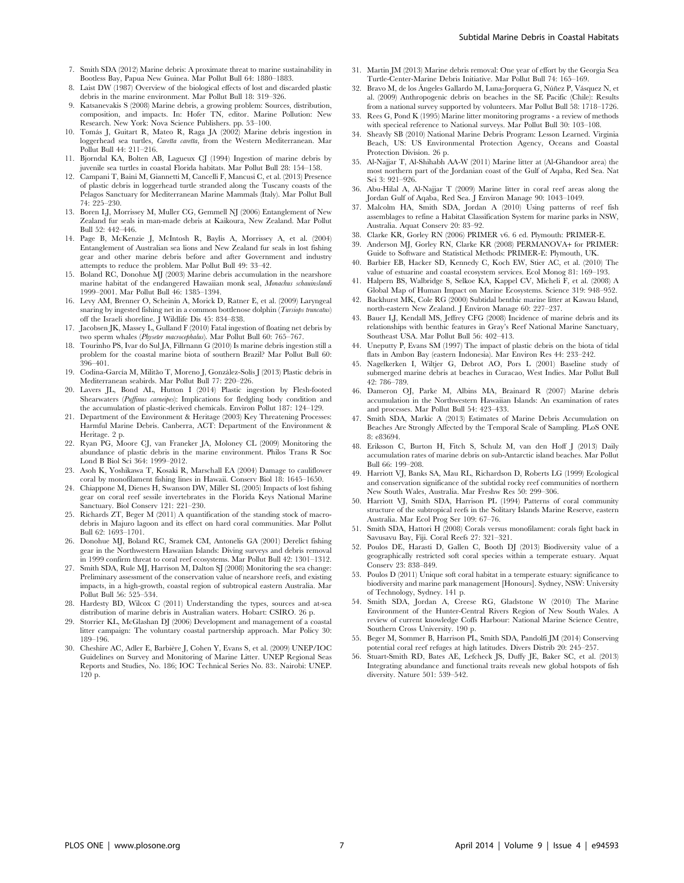7. Smith SDA (2012) Marine debris: A proximate threat to marine sustainability in Bootless Bay, Papua New Guinea. Mar Pollut Bull 64: 1880–1883.
8. Laist DW (1987) Overview of the biological effects of lost and discarded plastic debris in the marine environment. Mar Pollut Bull 18: 319–326.
9. Katsanevakis S (2008) Marine debris, a growing problem: Sources, distribution, composition, and impacts. In: Hofer TN, editor. Marine Pollution: New Research. New York: Nova Science Publishers. pp. 53–100.
10. Tomás J, Guitart R, Mateo R, Raga JA (2002) Marine debris ingestion in loggerhead sea turtles, *Caretta caretta*, from the Western Mediterranean. Mar Pollut Bull 44: 211–216.
11. Bjorndal KA, Bolten AB, Lagueux CJ (1994) Ingestion of marine debris by juvenile sea turtles in coastal Florida habitats. Mar Pollut Bull 28: 154–158.
12. Campani T, Baini M, Giannetti M, Cancelli F, Mancusi C, et al. (2013) Presence of plastic debris in loggerhead turtle stranded along the Tuscany coasts of the Pelagos Sanctuary for Mediterranean Marine Mammals (Italy). Mar Pollut Bull 74: 225–230.
13. Boren LJ, Morrissey M, Muller CG, Gemmell NJ (2006) Entanglement of New Zealand fur seals in man-made debris at Kaikoura, New Zealand. Mar Pollut Bull 52: 442–446.
14. Page B, McKenzie J, McIntosh R, Baylis A, Morrissey A, et al. (2004) Entanglement of Australian sea lions and New Zealand fur seals in lost fishing gear and other marine debris before and after Government and industry attempts to reduce the problem. Mar Pollut Bull 49: 33–42.
15. Boland RC, Donohue MJ (2003) Marine debris accumulation in the nearshore marine habitat of the endangered Hawaiian monk seal, *Monachus schauinslandi* 1999–2001. Mar Pollut Bull 46: 1385–1394.
16. Levy AM, Brenner O, Scheinin A, Morick D, Ratner E, et al. (2009) Laryngeal snaring by ingested fishing net in a common bottlenose dolphin (*Tursiops truncatus*) off the Israeli shoreline. J Wildlife Dis 45: 834–838.
17. Jacobsen JK, Massey L, Gulland F (2010) Fatal ingestion of floating net debris by two sperm whales (*Physeter macrocephalus*). Mar Pollut Bull 60: 765–767.
18. Tourinho PS, Ivar do Sul JA, Fillmann G (2010) Is marine debris ingestion still a problem for the coastal marine biota of southern Brazil? Mar Pollut Bull 60: 396–401.
19. Codina-García M, Militão T, Moreno J, González-Solís J (2013) Plastic debris in Mediterranean seabirds. Mar Pollut Bull 77: 220–226.
20. Lavers JL, Bond AL, Hutton I (2014) Plastic ingestion by Flesh-footed Shearwaters (*Puffinus carneipes*): Implications for fledgling body condition and the accumulation of plastic-derived chemicals. Environ Pollut 187: 124–129.
21. Department of the Environment & Heritage (2003) Key Threatening Processes: Harmful Marine Debris. Canberra, ACT: Department of the Environment & Heritage. 2 p.
22. Ryan PG, Moore CJ, van Franeker JA, Moloney CL (2009) Monitoring the abundance of plastic debris in the marine environment. Philos Trans R Soc Lond B Biol Sci 364: 1999–2012.
23. Asoh K, Yoshikawa T, Kosaki R, Marschall EA (2004) Damage to cauliflower coral by monofilament fishing lines in Hawaii. Conserv Biol 18: 1645–1650.
24. Chiappone M, Dienes H, Swanson DW, Miller SL (2005) Impacts of lost fishing gear on coral reef sessile invertebrates in the Florida Keys National Marine Sanctuary. Biol Conserv 121: 221–230.
25. Richards ZT, Beger M (2011) A quantification of the standing stock of macro-debris in Majuro lagoon and its effect on hard coral communities. Mar Pollut Bull 62: 1693–1701.
26. Donohue MJ, Boland RC, Sramek CM, Antonelis GA (2001) Derelict fishing gear in the Northwestern Hawaiian Islands: Diving surveys and debris removal in 1999 confirm threat to coral reef ecosystems. Mar Pollut Bull 42: 1301–1312.
27. Smith SDA, Rule MJ, Harrison M, Dalton SJ (2008) Monitoring the sea change: Preliminary assessment of the conservation value of nearshore reefs, and existing impacts, in a high-growth, coastal region of subtropical eastern Australia. Mar Pollut Bull 56: 525–534.
28. Hardesty BD, Wilcox C (2011) Understanding the types, sources and at-sea distribution of marine debris in Australian waters. Hobart: CSIRO. 26 p.
29. Storrier KL, McGlashan DJ (2006) Development and management of a coastal litter campaign: The voluntary coastal partnership approach. Mar Policy 30: 189–196.
30. Cheshire AC, Adler E, Barbière J, Cohen Y, Evans S, et al. (2009) UNEP/IOC Guidelines on Survey and Monitoring of Marine Litter. UNEP Regional Seas Reports and Studies, No. 186; IOC Technical Series No. 83:. Nairobi: UNEP. 120 p.
31. Martin JM (2013) Marine debris removal: One year of effort by the Georgia Sea Turtle-Center-Marine Debris Initiative. Mar Pollut Bull 74: 165–169.
32. Bravo M, de los Ángeles Gallardo M, Luna-Jorquera G, Núñez P, Vásquez N, et al. (2009) Anthropogenic debris on beaches in the SE Pacific (Chile): Results from a national survey supported by volunteers. Mar Pollut Bull 58: 1718–1726.
33. Rees G, Pond K (1995) Marine litter monitoring programs - a review of methods with specieal reference to National surveys. Mar Pollut Bull 30: 103–108.
34. Sheavly SB (2010) National Marine Debris Program: Lesson Learned. Virginia Beach, US: US Environmental Protection Agency, Oceans and Coastal Protection Division. 26 p.
35. Al-Najjar T, Al-Shihabh AA-W (2011) Marine litter at (Al-Ghandoor area) the most northern part of the Jordanian coast of the Gulf of Aqaba, Red Sea. Nat Sci 3: 921–926.
36. Abu-Hilal A, Al-Najjar T (2009) Marine litter in coral reef areas along the Jordan Gulf of Aqaba, Red Sea. J Environ Manage 90: 1043–1049.
37. Malcolm HA, Smith SDA, Jordan A (2010) Using patterns of reef fish assemblages to refine a Habitat Classification System for marine parks in NSW, Australia. Aquat Conserv 20: 83–92.
38. Clarke KR, Gorley RN (2006) PRIMER v6. 6 ed. Plymouth: PRIMER-E.
39. Anderson MJ, Gorley RN, Clarke KR (2008) PERMANOVA+ for PRIMER: Guide to Software and Statistical Methods: PRIMER-E: Plymouth, UK.
40. Barbier EB, Hacker SD, Kennedy C, Koch EW, Stier AC, et al. (2010) The value of estuarine and coastal ecosystem services. Ecol Monog 81: 169–193.
41. Halpern BS, Walbridge S, Selkoe KA, Kappel CV, Micheli F, et al. (2008) A Global Map of Human Impact on Marine Ecosystems. Science 319: 948–952.
42. Backhurst MK, Cole RG (2000) Subtidal benthic marine litter at Kawau Island, north-eastern New Zealand. J Environ Manage 60: 227–237.
43. Bauer LJ, Kendall MS, Jeffrey CFG (2008) Incidence of marine debris and its relationships with benthic features in Gray's Reef National Marine Sanctuary, Southeast USA. Mar Pollut Bull 56: 402–413.
44. Uneputty P, Evans SM (1997) The impact of plastic debris on the biota of tidal flats in Ambon Bay (eastern Indonesia). Mar Environ Res 44: 233–242.
45. Nagelkerken I, Wiltjer G, Debrot AO, Pors L (2001) Baseline study of submerged marine debris at beaches in Curacao, West Indies. Mar Pollut Bull 42: 786–789.
46. Dameron OJ, Parke M, Albins MA, Brainard R (2007) Marine debris accumulation in the Northwestern Hawaiian Islands: An examination of rates and processes. Mar Pollut Bull 54: 423–433.
47. Smith SDA, Markic A (2013) Estimates of Marine Debris Accumulation on Beaches Are Strongly Affected by the Temporal Scale of Sampling. PLoS ONE 8: e83694.
48. Eriksson C, Burton H, Fitch S, Schulz M, van den Hoff J (2013) Daily accumulation rates of marine debris on sub-Antarctic island beaches. Mar Pollut Bull 66: 199–208.
49. Harriott VJ, Banks SA, Mau RL, Richardson D, Roberts LG (1999) Ecological and conservation significance of the subtidal rocky reef communities of northern New South Wales, Australia. Mar Freshw Res 50: 299–306.
50. Harriott VJ, Smith SDA, Harrison PL (1994) Patterns of coral community structure of the subtropical reefs in the Solitary Islands Marine Reserve, eastern Australia. Mar Ecol Prog Ser 109: 67–76.
51. Smith SDA, Hattori H (2008) Corals versus monofilament: corals fight back in Savusavu Bay, Fiji. Coral Reefs 27: 321–321.
52. Poulos DE, Harasti D, Gallen C, Booth DJ (2013) Biodiversity value of a geographically restricted soft coral species within a temperate estuary. Aquat Conserv 23: 838–849.
53. Poulos D (2011) Unique soft coral habitat in a temperate estuary: significance to biodiversity and marine park management [Honours]. Sydney, NSW: University of Technology, Sydney. 141 p.
54. Smith SDA, Jordan A, Creese RG, Gladstone W (2010) The Marine Environment of the Hunter-Central Rivers Region of New South Wales. A review of current knowledge Coffs Harbour: National Marine Science Centre, Southern Cross University. 190 p.
55. Beger M, Sommer B, Harrison PL, Smith SDA, Pandolfi JM (2014) Conserving potential coral reef refuges at high latitudes. Divers Distrib 20: 245–257.
56. Stuart-Smith RD, Bates AE, Lefcheck JS, Duffy JE, Baker SC, et al. (2013) Integrating abundance and functional traits reveals new global hotspots of fish diversity. Nature 501: 539–542.